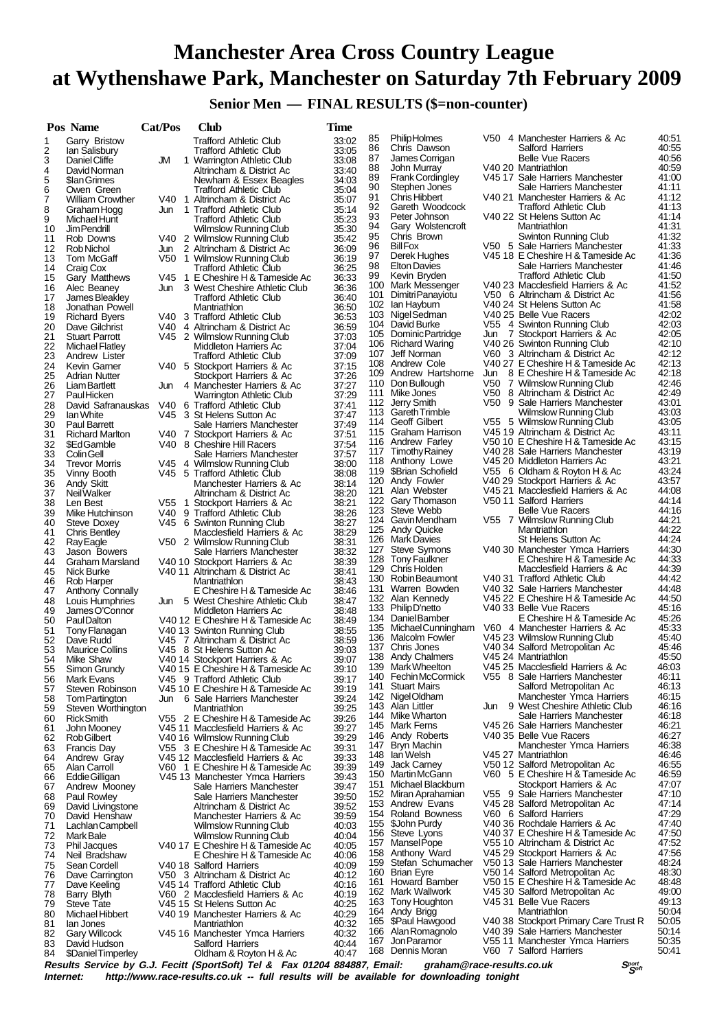# Manchester Area Cross Country League at Wythenshawe Park, Manchester on Saturday 7th February 2009

## Senior Men — FINAL RESULTS ($=non-counter)

| Pos | Name | Cat/Pos | | Club | Time |
|---|---|---|---|---|---|
| 1 | Garry Bristow | | | Trafford Athletic Club | 33:02 |
| 2 | Ian Salisbury | | | Trafford Athletic Club | 33:05 |
| 3 | Daniel Cliffe | JM | 1 | Warrington Athletic Club | 33:08 |
| 4 | David Norman | | | Altrincham & District Ac | 33:40 |
| 5 | $Ian Grimes | | | Newham & Essex Beagles | 34:03 |
| 6 | Owen Green | | | Trafford Athletic Club | 35:04 |
| 7 | William Crowther | V40 | 1 | Altrincham & District Ac | 35:07 |
| 8 | Graham Hogg | Jun | 1 | Trafford Athletic Club | 35:14 |
| 9 | Michael Hunt | | | Trafford Athletic Club | 35:23 |
| 10 | Jim Pendrill | | | Wilmslow Running Club | 35:30 |
| 11 | Rob Downs | V40 | 2 | Wilmslow Running Club | 35:42 |
| 12 | Rob Nichol | Jun | 2 | Altrincham & District Ac | 36:09 |
| 13 | Tom McGaff | V50 | 1 | Wilmslow Running Club | 36:19 |
| 14 | Craig Cox | | | Trafford Athletic Club | 36:25 |
| 15 | Gary Matthews | V45 | 1 | E Cheshire H & Tameside Ac | 36:33 |
| 16 | Alec Beaney | Jun | 3 | West Cheshire Athletic Club | 36:36 |
| 17 | James Bleakley | | | Trafford Athletic Club | 36:40 |
| 18 | Jonathan Powell | | | Mantriathlon | 36:50 |
| 19 | Richard Byers | V40 | 3 | Trafford Athletic Club | 36:53 |
| 20 | Dave Gilchrist | V40 | 4 | Altrincham & District Ac | 36:59 |
| 21 | Stuart Parrott | V45 | 2 | Wilmslow Running Club | 37:03 |
| 22 | Michael Flatley | | | Middleton Harriers Ac | 37:04 |
| 23 | Andrew Lister | | | Trafford Athletic Club | 37:09 |
| 24 | Kevin Garner | V40 | 5 | Stockport Harriers & Ac | 37:15 |
| 25 | Adrian Nutter | | | Stockport Harriers & Ac | 37:26 |
| 26 | Liam Bartlett | Jun | 4 | Manchester Harriers & Ac | 37:27 |
| 27 | Paul Hicken | | | Warrington Athletic Club | 37:29 |
| 28 | David Safranauskas | V40 | 6 | Trafford Athletic Club | 37:41 |
| 29 | Ian White | V45 | 3 | St Helens Sutton Ac | 37:47 |
| 30 | Paul Barrett | | | Sale Harriers Manchester | 37:49 |
| 31 | Richard Marlton | V40 | 7 | Stockport Harriers & Ac | 37:51 |
| 32 | $Ed Gamble | V40 | 8 | Cheshire Hill Racers | 37:54 |
| 33 | Colin Gell | | | Sale Harriers Manchester | 37:57 |
| 34 | Trevor Morris | V45 | 4 | Wilmslow Running Club | 38:00 |
| 35 | Vinny Booth | V45 | 5 | Trafford Athletic Club | 38:08 |
| 36 | Andy Skitt | | | Manchester Harriers & Ac | 38:14 |
| 37 | Neil Walker | | | Altrincham & District Ac | 38:20 |
| 38 | Len Best | V55 | 1 | Stockport Harriers & Ac | 38:21 |
| 39 | Mike Hutchinson | V40 | 9 | Trafford Athletic Club | 38:26 |
| 40 | Steve Doxey | V45 | 6 | Swinton Running Club | 38:27 |
| 41 | Chris Bentley | | | Macclesfield Harriers & Ac | 38:29 |
| 42 | Ray Eagle | V50 | 2 | Wilmslow Running Club | 38:31 |
| 43 | Jason Bowers | | | Sale Harriers Manchester | 38:32 |
| 44 | Graham Marsland | V40 | 10 | Stockport Harriers & Ac | 38:39 |
| 45 | Nick Burke | V40 | 11 | Altrincham & District Ac | 38:41 |
| 46 | Rob Harper | | | Mantriathlon | 38:43 |
| 47 | Anthony Connally | | | E Cheshire H & Tameside Ac | 38:46 |
| 48 | Louis Humphries | Jun | 5 | West Cheshire Athletic Club | 38:47 |
| 49 | James O'Connor | | | Middleton Harriers Ac | 38:48 |
| 50 | Paul Dalton | V40 | 12 | E Cheshire H & Tameside Ac | 38:49 |
| 51 | Tony Flanagan | V40 | 13 | Swinton Running Club | 38:55 |
| 52 | Dave Rudd | V45 | 7 | Altrincham & District Ac | 38:59 |
| 53 | Maurice Collins | V45 | 8 | St Helens Sutton Ac | 39:03 |
| 54 | Mike Shaw | V40 | 14 | Stockport Harriers & Ac | 39:07 |
| 55 | Simon Grundy | V40 | 15 | E Cheshire H & Tameside Ac | 39:10 |
| 56 | Mark Evans | V45 | 9 | Trafford Athletic Club | 39:17 |
| 57 | Steven Robinson | V45 | 10 | E Cheshire H & Tameside Ac | 39:19 |
| 58 | Tom Partington | Jun | 6 | Sale Harriers Manchester | 39:24 |
| 59 | Steven Worthington | | | Mantriathlon | 39:25 |
| 60 | Rick Smith | V55 | 2 | E Cheshire H & Tameside Ac | 39:26 |
| 61 | John Mooney | V45 | 11 | Macclesfield Harriers & Ac | 39:27 |
| 62 | Rob Gilbert | V40 | 16 | Wilmslow Running Club | 39:29 |
| 63 | Francis Day | V55 | 3 | E Cheshire H & Tameside Ac | 39:31 |
| 64 | Andrew Gray | V45 | 12 | Macclesfield Harriers & Ac | 39:33 |
| 65 | Alan Carroll | V60 | 1 | E Cheshire H & Tameside Ac | 39:39 |
| 66 | Eddie Gilligan | V45 | 13 | Manchester Ymca Harriers | 39:43 |
| 67 | Andrew Mooney | | | Sale Harriers Manchester | 39:47 |
| 68 | Paul Rowley | | | Sale Harriers Manchester | 39:50 |
| 69 | David Livingstone | | | Altrincham & District Ac | 39:52 |
| 70 | David Henshaw | | | Manchester Harriers & Ac | 39:59 |
| 71 | Lachlan Campbell | | | Wilmslow Running Club | 40:03 |
| 72 | Mark Bale | | | Wilmslow Running Club | 40:04 |
| 73 | Phil Jacques | V40 | 17 | E Cheshire H & Tameside Ac | 40:05 |
| 74 | Neil Bradshaw | | | E Cheshire H & Tameside Ac | 40:06 |
| 75 | Sean Cordell | V40 | 18 | Salford Harriers | 40:09 |
| 76 | Dave Carrington | V50 | 3 | Altrincham & District Ac | 40:12 |
| 77 | Dave Keeling | V45 | 14 | Trafford Athletic Club | 40:16 |
| 78 | Barry Blyth | V60 | 2 | Macclesfield Harriers & Ac | 40:19 |
| 79 | Steve Tate | V45 | 15 | St Helens Sutton Ac | 40:25 |
| 80 | Michael Hibbert | V40 | 19 | Manchester Harriers & Ac | 40:29 |
| 81 | Ian Jones | | | Mantriathlon | 40:32 |
| 82 | Gary Willcock | V45 | 16 | Manchester Ymca Harriers | 40:32 |
| 83 | David Hudson | | | Salford Harriers | 40:44 |
| 84 | $Daniel Timperley | | | Oldham & Royton H & Ac | 40:47 |
| 85 | Philip Holmes | V50 | 4 | Manchester Harriers & Ac | 40:51 |
| 86 | Chris Dawson | | | Salford Harriers | 40:55 |
| 87 | James Corrigan | | | Belle Vue Racers | 40:56 |
| 88 | John Murray | V40 | 20 | Mantriathlon | 40:59 |
| 89 | Frank Cordingley | V45 | 17 | Sale Harriers Manchester | 41:00 |
| 90 | Stephen Jones | | | Sale Harriers Manchester | 41:11 |
| 91 | Chris Hibbert | V40 | 21 | Manchester Harriers & Ac | 41:12 |
| 92 | Gareth Woodcock | | | Trafford Athletic Club | 41:13 |
| 93 | Peter Johnson | V40 | 22 | St Helens Sutton Ac | 41:14 |
| 94 | Gary Wolstencroft | | | Mantriathlon | 41:31 |
| 95 | Chris Brown | | | Swinton Running Club | 41:32 |
| 96 | Bill Fox | V50 | 5 | Sale Harriers Manchester | 41:33 |
| 97 | Derek Hughes | V45 | 18 | E Cheshire H & Tameside Ac | 41:36 |
| 98 | Elton Davies | | | Sale Harriers Manchester | 41:46 |
| 99 | Kevin Bryden | | | Trafford Athletic Club | 41:50 |
| 100 | Mark Messenger | V40 | 23 | Macclesfield Harriers & Ac | 41:52 |
| 101 | Dimitri Panayiotu | V50 | 6 | Altrincham & District Ac | 41:56 |
| 102 | Ian Hayburn | V40 | 24 | St Helens Sutton Ac | 41:58 |
| 103 | Nigel Sedman | V40 | 25 | Belle Vue Racers | 42:02 |
| 104 | David Burke | V55 | 4 | Swinton Running Club | 42:03 |
| 105 | Dominic Partridge | Jun | 7 | Stockport Harriers & Ac | 42:05 |
| 106 | Richard Waring | V40 | 26 | Swinton Running Club | 42:10 |
| 107 | Jeff Norman | V60 | 3 | Altrincham & District Ac | 42:12 |
| 108 | Andrew Cole | V40 | 27 | E Cheshire H & Tameside Ac | 42:13 |
| 109 | Andrew Hartshorne | Jun | 8 | E Cheshire H & Tameside Ac | 42:18 |
| 110 | Don Bullough | V50 | 7 | Wilmslow Running Club | 42:46 |
| 111 | Mike Jones | V50 | 8 | Altrincham & District Ac | 42:49 |
| 112 | Jerry Smith | V50 | 9 | Sale Harriers Manchester | 43:01 |
| 113 | Gareth Trimble | | | Wilmslow Running Club | 43:03 |
| 114 | Geoff Gilbert | V55 | 5 | Wilmslow Running Club | 43:05 |
| 115 | Graham Harrison | V45 | 19 | Altrincham & District Ac | 43:11 |
| 116 | Andrew Farley | V50 | 10 | E Cheshire H & Tameside Ac | 43:15 |
| 117 | Timothy Rainey | V40 | 28 | Sale Harriers Manchester | 43:19 |
| 118 | Anthony Lowe | V45 | 20 | Middleton Harriers Ac | 43:21 |
| 119 | $Brian Schofield | V55 | 6 | Oldham & Royton H & Ac | 43:24 |
| 120 | Andy Fowler | V40 | 29 | Stockport Harriers & Ac | 43:57 |
| 121 | Alan Webster | V45 | 21 | Macclesfield Harriers & Ac | 44:08 |
| 122 | Gary Thomason | V50 | 11 | Salford Harriers | 44:14 |
| 123 | Steve Webb | | | Belle Vue Racers | 44:16 |
| 124 | Gavin Mendham | V55 | 7 | Wilmslow Running Club | 44:21 |
| 125 | Andy Quicke | | | Mantriathlon | 44:22 |
| 126 | Mark Davies | | | St Helens Sutton Ac | 44:24 |
| 127 | Steve Symons | V40 | 30 | Manchester Ymca Harriers | 44:30 |
| 128 | Tony Faulkner | | | E Cheshire H & Tameside Ac | 44:33 |
| 129 | Chris Holden | | | Macclesfield Harriers & Ac | 44:39 |
| 130 | Robin Beaumont | V40 | 31 | Trafford Athletic Club | 44:42 |
| 131 | Warren Bowden | V40 | 32 | Sale Harriers Manchester | 44:48 |
| 132 | Alan Kennedy | V45 | 22 | E Cheshire H & Tameside Ac | 44:50 |
| 133 | Philip D'netto | V40 | 33 | Belle Vue Racers | 45:16 |
| 134 | Daniel Bamber | | | E Cheshire H & Tameside Ac | 45:26 |
| 135 | Michael Cunningham | V60 | 4 | Manchester Harriers & Ac | 45:33 |
| 136 | Malcolm Fowler | V45 | 23 | Wilmslow Running Club | 45:40 |
| 137 | Chris Jones | V40 | 34 | Salford Metropolitan Ac | 45:46 |
| 138 | Andy Chalmers | V45 | 24 | Mantriathlon | 45:50 |
| 139 | Mark Wheelton | V45 | 25 | Macclesfield Harriers & Ac | 46:03 |
| 140 | Fechin McCormick | V55 | 8 | Sale Harriers Manchester | 46:11 |
| 141 | Stuart Mairs | | | Salford Metropolitan Ac | 46:13 |
| 142 | Nigel Oldham | | | Manchester Ymca Harriers | 46:15 |
| 143 | Alan Littler | Jun | 9 | West Cheshire Athletic Club | 46:16 |
| 144 | Mike Wharton | | | Sale Harriers Manchester | 46:18 |
| 145 | Mark Ferns | V45 | 26 | Sale Harriers Manchester | 46:21 |
| 146 | Andy Roberts | V40 | 35 | Belle Vue Racers | 46:27 |
| 147 | Bryn Machin | | | Manchester Ymca Harriers | 46:38 |
| 148 | Ian Welsh | V45 | 27 | Mantriathlon | 46:46 |
| 149 | Jack Carney | V50 | 12 | Salford Metropolitan Ac | 46:55 |
| 150 | Martin McGann | V60 | 5 | E Cheshire H & Tameside Ac | 46:59 |
| 151 | Michael Blackburn | | | Stockport Harriers & Ac | 47:07 |
| 152 | Miran Aprahamian | V55 | 9 | Sale Harriers Manchester | 47:10 |
| 153 | Andrew Evans | V45 | 28 | Salford Metropolitan Ac | 47:14 |
| 154 | Roland Bowness | V60 | 6 | Salford Harriers | 47:29 |
| 155 | $John Purdy | V40 | 36 | Rochdale Harriers & Ac | 47:40 |
| 156 | Steve Lyons | V40 | 37 | E Cheshire H & Tameside Ac | 47:50 |
| 157 | Mansel Pope | V55 | 10 | Altrincham & District Ac | 47:52 |
| 158 | Anthony Ward | V45 | 29 | Stockport Harriers & Ac | 47:56 |
| 159 | Stefan Schumacher | V50 | 13 | Sale Harriers Manchester | 48:24 |
| 160 | Brian Eyre | V50 | 14 | Salford Metropolitan Ac | 48:30 |
| 161 | Howard Bamber | V50 | 15 | E Cheshire H & Tameside Ac | 48:48 |
| 162 | Mark Wallwork | V45 | 30 | Salford Metropolitan Ac | 49:00 |
| 163 | Tony Houghton | V45 | 31 | Belle Vue Racers | 49:13 |
| 164 | Andy Brigg | | | Mantriathlon | 50:04 |
| 165 | $Paul Hawgood | V40 | 38 | Stockport Primary Care Trust R | 50:05 |
| 166 | Alan Romagnolo | V40 | 39 | Sale Harriers Manchester | 50:14 |
| 167 | Jon Paramor | V55 | 11 | Manchester Ymca Harriers | 50:35 |
| 168 | Dennis Moran | V60 | 7 | Salford Harriers | 50:41 |

*Results Service by G.J. Fecitt (SportSoft) Tel & Fax 01204 884887, Email: graham@race-results.co.uk*
*Internet: http://www.race-results.co.uk -- full results will be available for downloading tonight*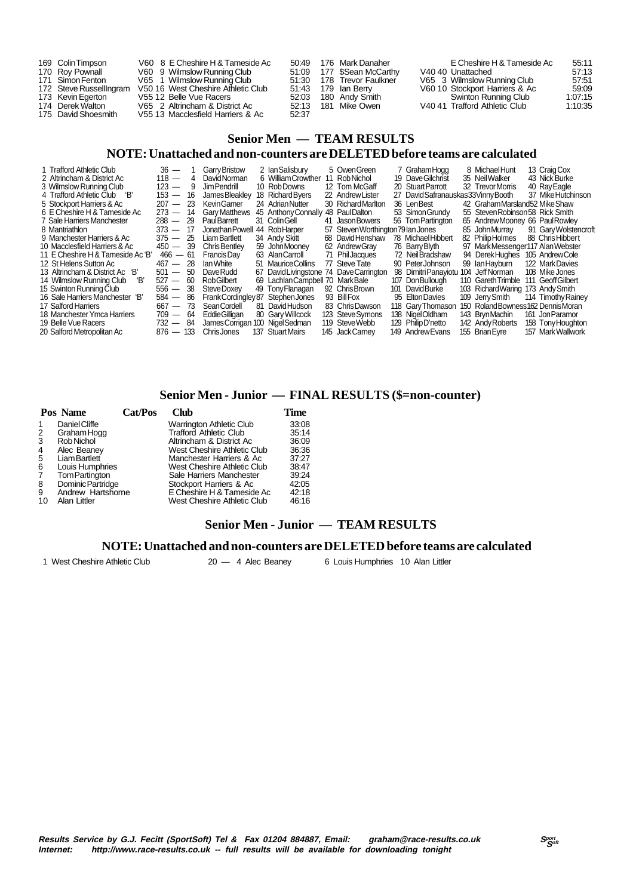| Pos | Name | Cat/Pos | Club | Time |
|---|---|---|---|---|
| 169 | Colin Timpson | V60 8 | E Cheshire H & Tameside Ac | 50:49 |
| 170 | Roy Pownall | V60 9 | Wilmslow Running Club | 51:09 |
| 171 | Simon Fenton | V65 1 | Wilmslow Running Club | 51:30 |
| 172 | Steve RussellIngram | V50 16 | West Cheshire Athletic Club | 51:43 |
| 173 | Kevin Egerton | V55 12 | Belle Vue Racers | 52:03 |
| 174 | Derek Walton | V65 2 | Altrincham & District Ac | 52:13 |
| 175 | David Shoesmith | V55 13 | Macclesfield Harriers & Ac | 52:37 |
| 176 | Mark Danaher | | E Cheshire H & Tameside Ac | 55:11 |
| 177 | $Sean McCarthy | V40 40 | Unattached | 57:13 |
| 178 | Trevor Faulkner | V65 3 | Wilmslow Running Club | 57:51 |
| 179 | Ian Berry | V60 10 | Stockport Harriers & Ac | 59:09 |
| 180 | Andy Smith | | Swinton Running Club | 1:07:15 |
| 181 | Mike Owen | V40 41 | Trafford Athletic Club | 1:10:35 |

## Senior Men — TEAM RESULTS

## NOTE: Unattached and non-counters are DELETED before teams are calculated

| Pos | Team | Points | 1 | 2 | 3 | 4 | 5 | 6 |
|---|---|---|---|---|---|---|---|---|
| 1 | Trafford Athletic Club | 36 | 1 Garry Bristow | 2 Ian Salisbury | 5 Owen Green | 7 Graham Hogg | 8 Michael Hunt | 13 Craig Cox |
| 2 | Altrincham & District Ac | 118 | 4 David Norman | 6 William Crowther | 11 Rob Nichol | 19 Dave Gilchrist | 35 Neil Walker | 43 Nick Burke |
| 3 | Wilmslow Running Club | 123 | 9 Jim Pendrill | 10 Rob Downs | 12 Tom McGaff | 20 Stuart Parrott | 32 Trevor Morris | 40 Ray Eagle |
| 4 | Trafford Athletic Club 'B' | 153 | 16 James Bleakley | 18 Richard Byers | 22 Andrew Lister | 27 David Safranauskas | 33 Vinny Booth | 37 Mike Hutchinson |
| 5 | Stockport Harriers & Ac | 207 | 23 Kevin Garner | 24 Adrian Nutter | 30 Richard Marlton | 36 Len Best | 42 Graham Marsland | 52 Mike Shaw |
| 6 | E Cheshire H & Tameside Ac | 273 | 14 Gary Matthews | 45 Anthony Connally | 48 Paul Dalton | 53 Simon Grundy | 55 Steven Robinson | 58 Rick Smith |
| 7 | Sale Harriers Manchester | 288 | 29 Paul Barrett | 31 Colin Gell | 41 Jason Bowers | 56 Tom Partington | 65 Andrew Mooney | 66 Paul Rowley |
| 8 | Mantriathlon | 373 | 17 Jonathan Powell | 44 Rob Harper | 57 Steven Worthington | 79 Ian Jones | 85 John Murray | 91 Gary Wolstencroft |
| 9 | Manchester Harriers & Ac | 375 | 25 Liam Bartlett | 34 Andy Skitt | 68 David Henshaw | 78 Michael Hibbert | 82 Philip Holmes | 88 Chris Hibbert |
| 10 | Macclesfield Harriers & Ac | 450 | 39 Chris Bentley | 59 John Mooney | 62 Andrew Gray | 76 Barry Blyth | 97 Mark Messenger | 117 Alan Webster |
| 11 | E Cheshire H & Tameside Ac 'B' | 466 | 61 Francis Day | 63 Alan Carroll | 71 Phil Jacques | 72 Neil Bradshaw | 94 Derek Hughes | 105 Andrew Cole |
| 12 | St Helens Sutton Ac | 467 | 28 Ian White | 51 Maurice Collins | 77 Steve Tate | 90 Peter Johnson | 99 Ian Hayburn | 122 Mark Davies |
| 13 | Altrincham & District Ac 'B' | 501 | 50 Dave Rudd | 67 David Livingstone | 74 Dave Carrington | 98 Dimitri Panayiotu | 104 Jeff Norman | 108 Mike Jones |
| 14 | Wilmslow Running Club 'B' | 527 | 60 Rob Gilbert | 69 Lachlan Campbell | 70 Mark Bale | 107 Don Bullough | 110 Gareth Trimble | 111 Geoff Gilbert |
| 15 | Swinton Running Club | 556 | 38 Steve Doxey | 49 Tony Flanagan | 92 Chris Brown | 101 David Burke | 103 Richard Waring | 173 Andy Smith |
| 16 | Sale Harriers Manchester 'B' | 584 | 86 Frank Cordingley | 87 Stephen Jones | 93 Bill Fox | 95 Elton Davies | 109 Jerry Smith | 114 Timothy Rainey |
| 17 | Salford Harriers | 667 | 73 Sean Cordell | 81 David Hudson | 83 Chris Dawson | 118 Gary Thomason | 150 Roland Bowness | 162 Dennis Moran |
| 18 | Manchester Ymca Harriers | 709 | 64 Eddie Gilligan | 80 Gary Willcock | 123 Steve Symons | 138 Nigel Oldham | 143 Bryn Machin | 161 Jon Paramor |
| 19 | Belle Vue Racers | 732 | 84 James Corrigan | 100 Nigel Sedman | 119 Steve Webb | 129 Philip D'netto | 142 Andy Roberts | 158 Tony Houghton |
| 20 | Salford Metropolitan Ac | 876 | 133 Chris Jones | 137 Stuart Mairs | 145 Jack Carney | 149 Andrew Evans | 155 Brian Eyre | 157 Mark Wallwork |

## Senior Men - Junior — FINAL RESULTS ($=non-counter)

| Pos | Name | Cat/Pos | Club | Time |
|---|---|---|---|---|
| 1 | Daniel Cliffe | | Warrington Athletic Club | 33:08 |
| 2 | Graham Hogg | | Trafford Athletic Club | 35:14 |
| 3 | Rob Nichol | | Altrincham & District Ac | 36:09 |
| 4 | Alec Beaney | | West Cheshire Athletic Club | 36:36 |
| 5 | Liam Bartlett | | Manchester Harriers & Ac | 37:27 |
| 6 | Louis Humphries | | West Cheshire Athletic Club | 38:47 |
| 7 | Tom Partington | | Sale Harriers Manchester | 39:24 |
| 8 | Dominic Partridge | | Stockport Harriers & Ac | 42:05 |
| 9 | Andrew Hartshorne | | E Cheshire H & Tameside Ac | 42:18 |
| 10 | Alan Littler | | West Cheshire Athletic Club | 46:16 |

## Senior Men - Junior — TEAM RESULTS

## NOTE: Unattached and non-counters are DELETED before teams are calculated

| Pos | Team | Points | 1 | 2 | 3 |
|---|---|---|---|---|---|
| 1 | West Cheshire Athletic Club | 20 | 4 Alec Beaney | 6 Louis Humphries | 10 Alan Littler |

*Results Service by G.J. Fecitt (SportSoft) Tel & Fax 01204 884887, Email: graham@race-results.co.uk*
*Internet: http://www.race-results.co.uk -- full results will be available for downloading tonight*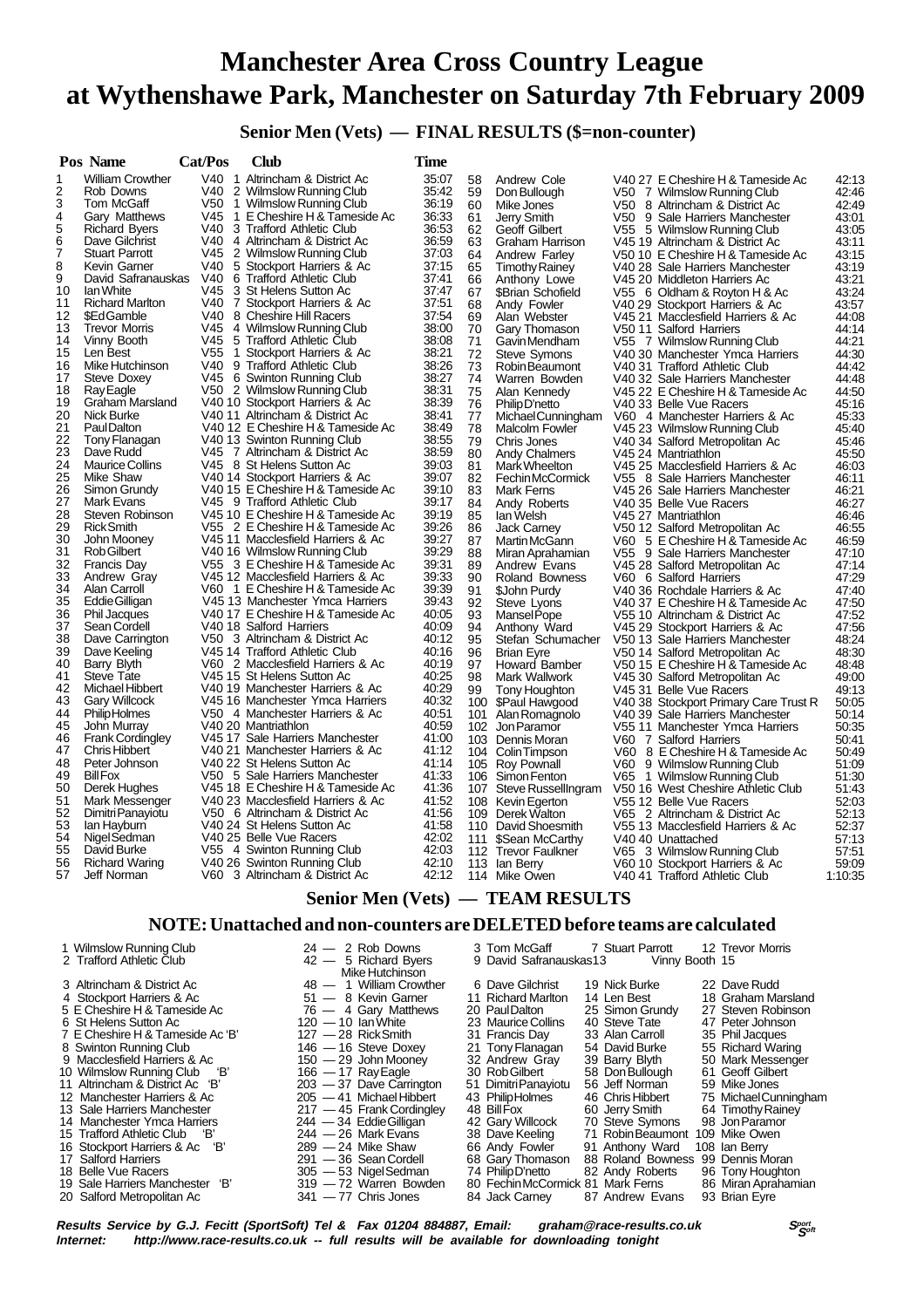# Manchester Area Cross Country League at Wythenshawe Park, Manchester on Saturday 7th February 2009

## Senior Men (Vets) — FINAL RESULTS ($=non-counter)

| Pos | Name | Cat/Pos | Club | Time |
|---|---|---|---|---|
| 1 | William Crowther | V40 1 | Altrincham & District Ac | 35:07 |
| 2 | Rob Downs | V40 2 | Wilmslow Running Club | 35:42 |
| 3 | Tom McGaff | V50 1 | Wilmslow Running Club | 36:19 |
| 4 | Gary Matthews | V45 1 | E Cheshire H & Tameside Ac | 36:33 |
| 5 | Richard Byers | V40 3 | Trafford Athletic Club | 36:53 |
| 6 | Dave Gilchrist | V40 4 | Altrincham & District Ac | 36:59 |
| 7 | Stuart Parrott | V45 2 | Wilmslow Running Club | 37:03 |
| 8 | Kevin Garner | V40 5 | Stockport Harriers & Ac | 37:15 |
| 9 | David Safranauskas | V40 6 | Trafford Athletic Club | 37:41 |
| 10 | Ian White | V45 3 | St Helens Sutton Ac | 37:47 |
| 11 | Richard Marlton | V40 7 | Stockport Harriers & Ac | 37:51 |
| 12 | $Ed Gamble | V40 8 | Cheshire Hill Racers | 37:54 |
| 13 | Trevor Morris | V45 4 | Wilmslow Running Club | 38:00 |
| 14 | Vinny Booth | V45 5 | Trafford Athletic Club | 38:08 |
| 15 | Len Best | V55 1 | Stockport Harriers & Ac | 38:21 |
| 16 | Mike Hutchinson | V40 9 | Trafford Athletic Club | 38:26 |
| 17 | Steve Doxey | V45 6 | Swinton Running Club | 38:27 |
| 18 | Ray Eagle | V50 2 | Wilmslow Running Club | 38:31 |
| 19 | Graham Marsland | V40 10 | Stockport Harriers & Ac | 38:39 |
| 20 | Nick Burke | V40 11 | Altrincham & District Ac | 38:41 |
| 21 | Paul Dalton | V40 12 | E Cheshire H & Tameside Ac | 38:49 |
| 22 | Tony Flanagan | V40 13 | Swinton Running Club | 38:55 |
| 23 | Dave Rudd | V45 7 | Altrincham & District Ac | 38:59 |
| 24 | Maurice Collins | V45 8 | St Helens Sutton Ac | 39:03 |
| 25 | Mike Shaw | V40 14 | Stockport Harriers & Ac | 39:07 |
| 26 | Simon Grundy | V40 15 | E Cheshire H & Tameside Ac | 39:10 |
| 27 | Mark Evans | V45 9 | Trafford Athletic Club | 39:17 |
| 28 | Steven Robinson | V45 10 | E Cheshire H & Tameside Ac | 39:19 |
| 29 | Rick Smith | V55 2 | E Cheshire H & Tameside Ac | 39:26 |
| 30 | John Mooney | V45 11 | Macclesfield Harriers & Ac | 39:27 |
| 31 | Rob Gilbert | V40 16 | Wilmslow Running Club | 39:29 |
| 32 | Francis Day | V55 3 | E Cheshire H & Tameside Ac | 39:31 |
| 33 | Andrew Gray | V45 12 | Macclesfield Harriers & Ac | 39:33 |
| 34 | Alan Carroll | V60 1 | E Cheshire H & Tameside Ac | 39:39 |
| 35 | Eddie Gilligan | V45 13 | Manchester Ymca Harriers | 39:43 |
| 36 | Phil Jacques | V40 17 | E Cheshire H & Tameside Ac | 40:05 |
| 37 | Sean Cordell | V40 18 | Salford Harriers | 40:09 |
| 38 | Dave Carrington | V50 3 | Altrincham & District Ac | 40:12 |
| 39 | Dave Keeling | V45 14 | Trafford Athletic Club | 40:16 |
| 40 | Barry Blyth | V60 2 | Macclesfield Harriers & Ac | 40:19 |
| 41 | Steve Tate | V45 15 | St Helens Sutton Ac | 40:25 |
| 42 | Michael Hibbert | V40 19 | Manchester Harriers & Ac | 40:29 |
| 43 | Gary Willcock | V45 16 | Manchester Ymca Harriers | 40:32 |
| 44 | Philip Holmes | V50 4 | Manchester Harriers & Ac | 40:51 |
| 45 | John Murray | V40 20 | Mantriathlon | 40:59 |
| 46 | Frank Cordingley | V45 17 | Sale Harriers Manchester | 41:00 |
| 47 | Chris Hibbert | V40 21 | Manchester Harriers & Ac | 41:12 |
| 48 | Peter Johnson | V40 22 | St Helens Sutton Ac | 41:14 |
| 49 | Bill Fox | V50 5 | Sale Harriers Manchester | 41:33 |
| 50 | Derek Hughes | V45 18 | E Cheshire H & Tameside Ac | 41:36 |
| 51 | Mark Messenger | V40 23 | Macclesfield Harriers & Ac | 41:52 |
| 52 | Dimitri Panayiotu | V50 6 | Altrincham & District Ac | 41:56 |
| 53 | Ian Hayburn | V40 24 | St Helens Sutton Ac | 41:58 |
| 54 | Nigel Sedman | V40 25 | Belle Vue Racers | 42:02 |
| 55 | David Burke | V55 4 | Swinton Running Club | 42:03 |
| 56 | Richard Waring | V40 26 | Swinton Running Club | 42:10 |
| 57 | Jeff Norman | V60 3 | Altrincham & District Ac | 42:12 |
| 58 | Andrew Cole | V40 27 | E Cheshire H & Tameside Ac | 42:13 |
| 59 | Don Bullough | V50 7 | Wilmslow Running Club | 42:46 |
| 60 | Mike Jones | V50 8 | Altrincham & District Ac | 42:49 |
| 61 | Jerry Smith | V50 9 | Sale Harriers Manchester | 43:01 |
| 62 | Geoff Gilbert | V55 5 | Wilmslow Running Club | 43:05 |
| 63 | Graham Harrison | V45 19 | Altrincham & District Ac | 43:11 |
| 64 | Andrew Farley | V50 10 | E Cheshire H & Tameside Ac | 43:15 |
| 65 | Timothy Rainey | V40 28 | Sale Harriers Manchester | 43:19 |
| 66 | Anthony Lowe | V45 20 | Middleton Harriers Ac | 43:21 |
| 67 | $Brian Schofield | V55 6 | Oldham & Royton H & Ac | 43:24 |
| 68 | Andy Fowler | V40 29 | Stockport Harriers & Ac | 43:57 |
| 69 | Alan Webster | V45 21 | Macclesfield Harriers & Ac | 44:08 |
| 70 | Gary Thomason | V50 11 | Salford Harriers | 44:14 |
| 71 | Gavin Mendham | V55 7 | Wilmslow Running Club | 44:21 |
| 72 | Steve Symons | V40 30 | Manchester Ymca Harriers | 44:30 |
| 73 | Robin Beaumont | V40 31 | Trafford Athletic Club | 44:42 |
| 74 | Warren Bowden | V40 32 | Sale Harriers Manchester | 44:48 |
| 75 | Alan Kennedy | V45 22 | E Cheshire H & Tameside Ac | 44:50 |
| 76 | Philip D'netto | V40 33 | Belle Vue Racers | 45:16 |
| 77 | Michael Cunningham | V60 4 | Manchester Harriers & Ac | 45:33 |
| 78 | Malcolm Fowler | V45 23 | Wilmslow Running Club | 45:40 |
| 79 | Chris Jones | V40 34 | Salford Metropolitan Ac | 45:46 |
| 80 | Andy Chalmers | V45 24 | Mantriathlon | 45:50 |
| 81 | Mark Wheelton | V45 25 | Macclesfield Harriers & Ac | 46:03 |
| 82 | Fechin McCormick | V55 8 | Sale Harriers Manchester | 46:11 |
| 83 | Mark Ferns | V45 26 | Sale Harriers Manchester | 46:21 |
| 84 | Andy Roberts | V40 35 | Belle Vue Racers | 46:27 |
| 85 | Ian Welsh | V45 27 | Mantriathlon | 46:46 |
| 86 | Jack Carney | V50 12 | Salford Metropolitan Ac | 46:55 |
| 87 | Martin McGann | V60 5 | E Cheshire H & Tameside Ac | 46:59 |
| 88 | Miran Aprahamian | V55 9 | Sale Harriers Manchester | 47:10 |
| 89 | Andrew Evans | V45 28 | Salford Metropolitan Ac | 47:14 |
| 90 | Roland Bowness | V60 6 | Salford Harriers | 47:29 |
| 91 | $John Purdy | V40 36 | Rochdale Harriers & Ac | 47:40 |
| 92 | Steve Lyons | V40 37 | E Cheshire H & Tameside Ac | 47:50 |
| 93 | Mansel Pope | V55 10 | Altrincham & District Ac | 47:52 |
| 94 | Anthony Ward | V45 29 | Stockport Harriers & Ac | 47:56 |
| 95 | Stefan Schumacher | V50 13 | Sale Harriers Manchester | 48:24 |
| 96 | Brian Eyre | V50 14 | Salford Metropolitan Ac | 48:30 |
| 97 | Howard Bamber | V50 15 | E Cheshire H & Tameside Ac | 48:48 |
| 98 | Mark Wallwork | V45 30 | Salford Metropolitan Ac | 49:00 |
| 99 | Tony Houghton | V45 31 | Belle Vue Racers | 49:13 |
| 100 | $Paul Hawgood | V40 38 | Stockport Primary Care Trust R | 50:05 |
| 101 | Alan Romagnolo | V40 39 | Sale Harriers Manchester | 50:14 |
| 102 | Jon Paramor | V55 11 | Manchester Ymca Harriers | 50:35 |
| 103 | Dennis Moran | V60 7 | Salford Harriers | 50:41 |
| 104 | Colin Timpson | V60 8 | E Cheshire H & Tameside Ac | 50:49 |
| 105 | Roy Pownall | V60 9 | Wilmslow Running Club | 51:09 |
| 106 | Simon Fenton | V65 1 | Wilmslow Running Club | 51:30 |
| 107 | Steve Snellingram | V50 16 | West Cheshire Athletic Club | 51:43 |
| 108 | Kevin Egerton | V55 12 | Belle Vue Racers | 52:03 |
| 109 | Derek Walton | V65 2 | Altrincham & District Ac | 52:13 |
| 110 | David Shoesmith | V55 13 | Macclesfield Harriers & Ac | 52:37 |
| 111 | $Sean McCarthy | V40 40 | Unattached | 57:13 |
| 112 | Trevor Faulkner | V65 3 | Wilmslow Running Club | 57:51 |
| 113 | Ian Berry | V60 10 | Stockport Harriers & Ac | 59:09 |
| 114 | Mike Owen | V40 41 | Trafford Athletic Club | 1:10:35 |

## Senior Men (Vets) — TEAM RESULTS

### NOTE: Unattached and non-counters are DELETED before teams are calculated

| | | | | | | |
|---|---|---|---|---|---|---|
| 1 | Wilmslow Running Club | 24 — 2 Rob Downs | 3 Tom McGaff | 7 Stuart Parrott | 12 Trevor Morris | |
| 2 | Trafford Athletic Club | 42 — 5 Richard Byers | 9 David Safranauskas | 13 Vinny Booth | 15 Mike Hutchinson | |
| 3 | Altrincham & District Ac | 48 — 1 William Crowther | 6 Dave Gilchrist | 19 Nick Burke | 22 Dave Rudd | |
| 4 | Stockport Harriers & Ac | 51 — 8 Kevin Garner | 11 Richard Marlton | 14 Len Best | 18 Graham Marsland | |
| 5 | E Cheshire H & Tameside Ac | 76 — 4 Gary Matthews | 20 Paul Dalton | 25 Simon Grundy | 27 Steven Robinson | |
| 6 | St Helens Sutton Ac | 120 — 10 Ian White | 23 Maurice Collins | 40 Steve Tate | 47 Peter Johnson | |
| 7 | E Cheshire H & Tameside Ac 'B' | 127 — 28 Rick Smith | 31 Francis Day | 33 Alan Carroll | 35 Phil Jacques | |
| 8 | Swinton Running Club | 146 — 16 Steve Doxey | 21 Tony Flanagan | 54 David Burke | 55 Richard Waring | |
| 9 | Macclesfield Harriers & Ac | 150 — 29 John Mooney | 32 Andrew Gray | 39 Barry Blyth | 50 Mark Messenger | |
| 10 | Wilmslow Running Club 'B' | 166 — 17 Ray Eagle | 30 Rob Gilbert | 58 Don Bullough | 61 Geoff Gilbert | |
| 11 | Altrincham & District Ac 'B' | 203 — 37 Dave Carrington | 51 Dimitri Panayiotu | 56 Jeff Norman | 59 Mike Jones | |
| 12 | Manchester Harriers & Ac | 205 — 41 Michael Hibbert | 43 Philip Holmes | 46 Chris Hibbert | 75 Michael Cunningham | |
| 13 | Sale Harriers Manchester | 217 — 45 Frank Cordingley | 48 Bill Fox | 60 Jerry Smith | 64 Timothy Rainey | |
| 14 | Manchester Ymca Harriers | 244 — 34 Eddie Gilligan | 42 Gary Willcock | 70 Steve Symons | 98 Jon Paramor | |
| 15 | Trafford Athletic Club 'B' | 244 — 26 Mark Evans | 38 Dave Keeling | 71 Robin Beaumont | 109 Mike Owen | |
| 16 | Stockport Harriers & Ac 'B' | 289 — 24 Mike Shaw | 66 Andy Fowler | 91 Anthony Ward | 108 Ian Berry | |
| 17 | Salford Harriers | 291 — 36 Sean Cordell | 68 Gary Thomason | 88 Roland Bowness | 99 Dennis Moran | |
| 18 | Belle Vue Racers | 305 — 53 Nigel Sedman | 74 Philip D'netto | 82 Andy Roberts | 96 Tony Houghton | |
| 19 | Sale Harriers Manchester 'B' | 319 — 72 Warren Bowden | 80 Fechin McCormick | 81 Mark Ferns | 86 Miran Aprahamian | |
| 20 | Salford Metropolitan Ac | 341 — 77 Chris Jones | 84 Jack Carney | 87 Andrew Evans | 93 Brian Eyre | |

*Results Service by G.J. Fecitt (SportSoft) Tel & Fax 01204 884887, Email: graham@race-results.co.uk*
*Internet: http://www.race-results.co.uk -- full results will be available for downloading tonight*